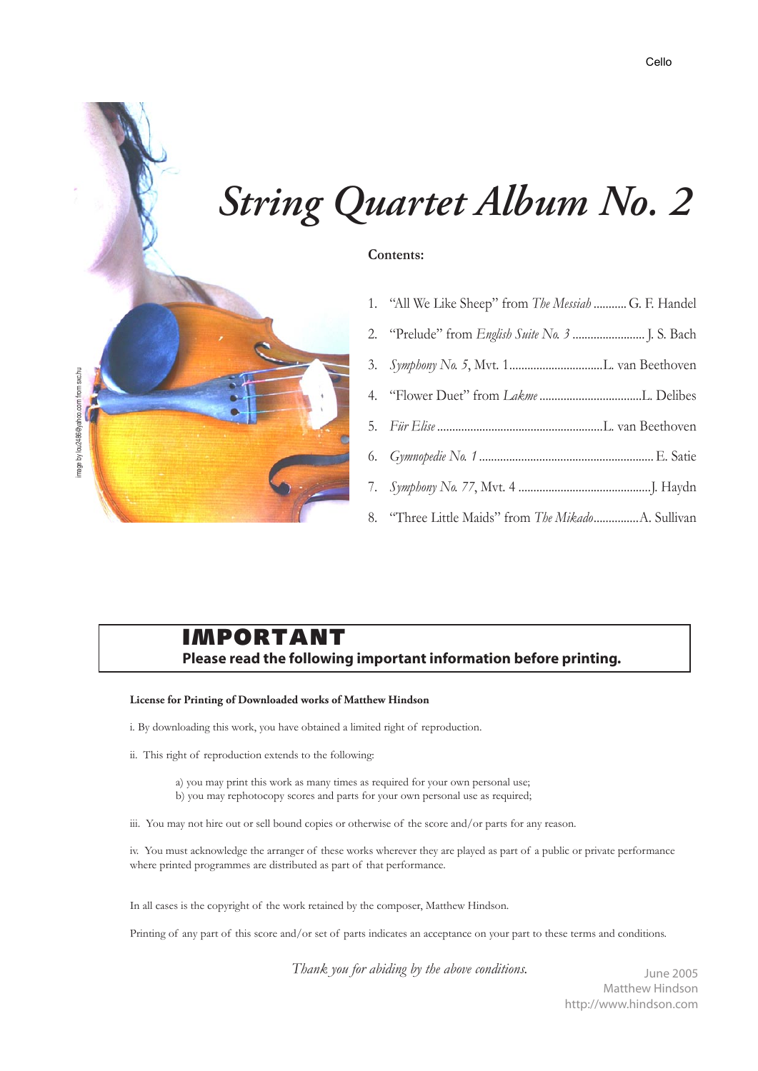Cello

# *String Quartet Album No. 2*

**Contents:**

1. "All We Like Sheep" from *The Messiah* ........... G. F. Handel
2. "Prelude" from *English Suite No. 3* ........................ J. S. Bach
3. *Symphony No. 5*, Mvt. 1...............................L. van Beethoven
4. "Flower Duet" from *Lakme* ..................................L. Delibes
5. *Für Elise* .......................................................L. van Beethoven
6. *Gymnopedie No. 1* .......................................................... E. Satie
7. *Symphony No. 77*, Mvt. 4 ............................................J. Haydn
8. "Three Little Maids" from *The Mikado*...............A. Sullivan

image by lou2486@yahoo.com from sxc.hu

## IMPORTANT

**Please read the following important information before printing.**

**License for Printing of Downloaded works of Matthew Hindson**

i. By downloading this work, you have obtained a limited right of reproduction.

ii. This right of reproduction extends to the following:

a) you may print this work as many times as required for your own personal use;
b) you may rephotocopy scores and parts for your own personal use as required;

iii. You may not hire out or sell bound copies or otherwise of the score and/or parts for any reason.

iv. You must acknowledge the arranger of these works wherever they are played as part of a public or private performance where printed programmes are distributed as part of that performance.

In all cases is the copyright of the work retained by the composer, Matthew Hindson.

Printing of any part of this score and/or set of parts indicates an acceptance on your part to these terms and conditions.

*Thank you for abiding by the above conditions.*

June 2005
Matthew Hindson
http://www.hindson.com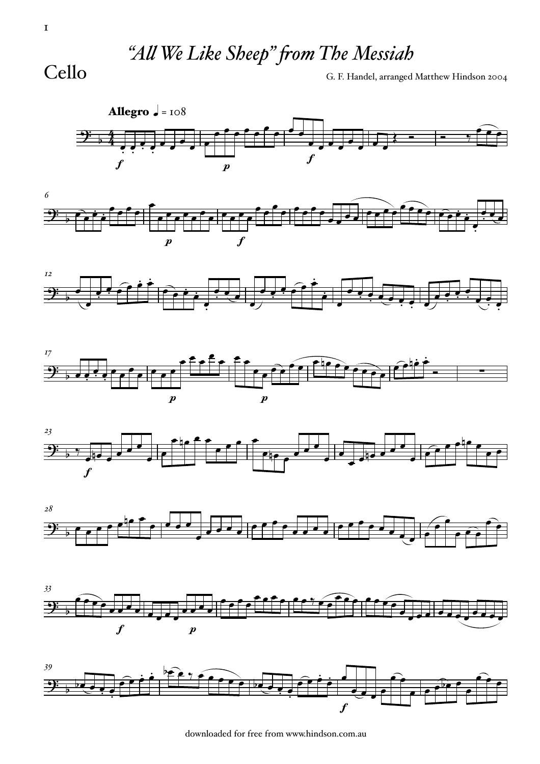# “All We Like Sheep” from The Messiah

Cello

G. F. Handel, arranged Matthew Hindson 2004

**Allegro** ♩ = 108

downloaded for free from www.hindson.com.au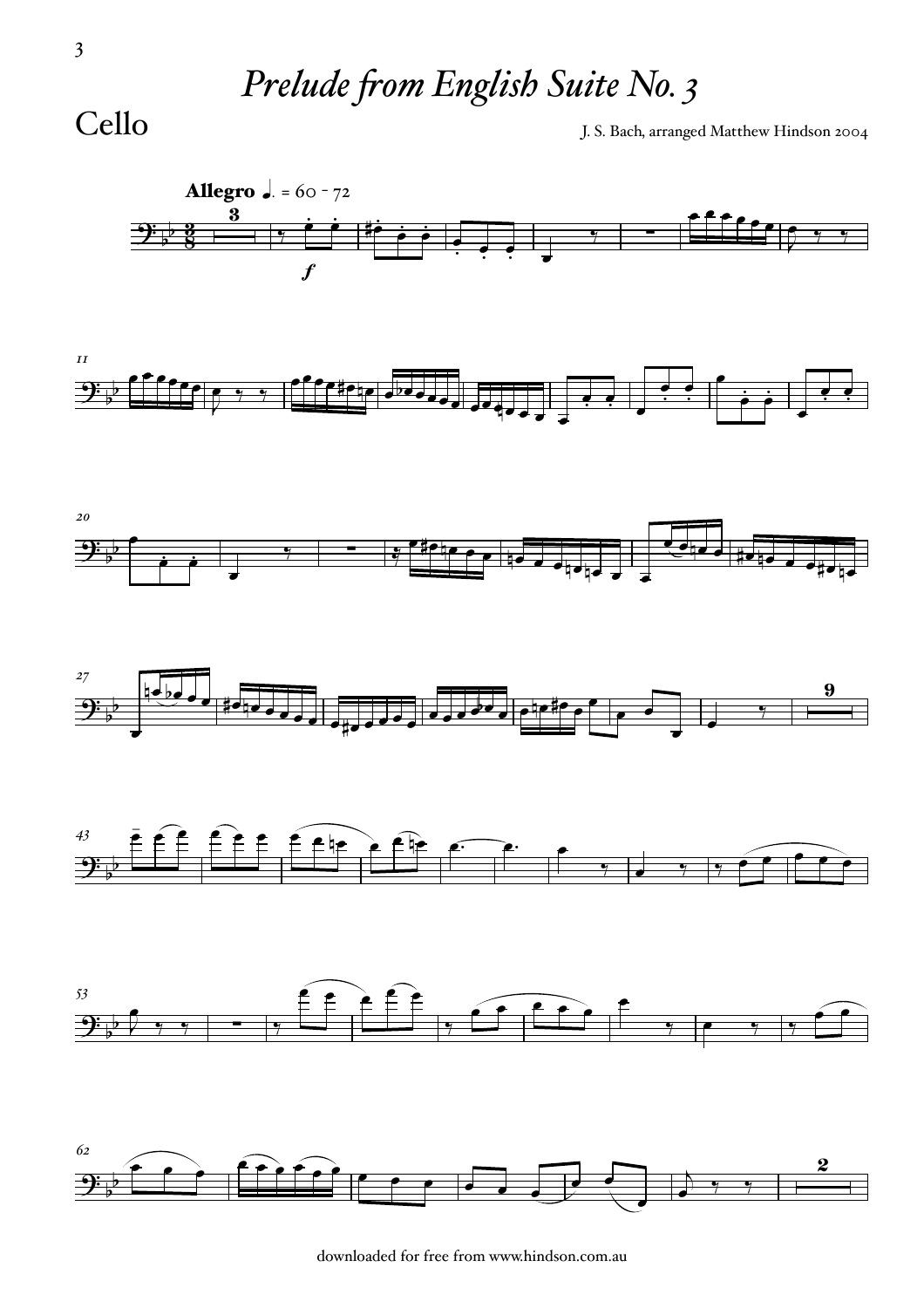# *Prelude from English Suite No. 3*

## Cello

J. S. Bach, arranged Matthew Hindson 2004

**Allegro** ♩. = 60 - 72

downloaded for free from www.hindson.com.au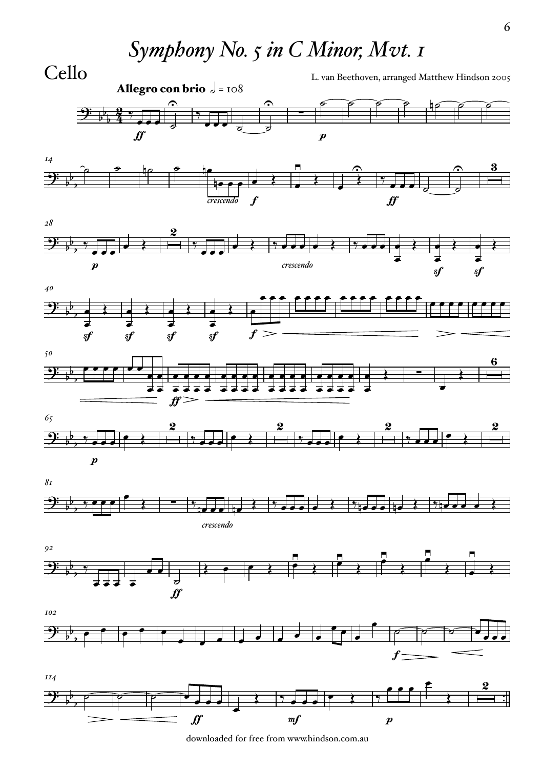# *Symphony No. 5 in C Minor, Mvt. 1*

## Cello

L. van Beethoven, arranged Matthew Hindson 2005

**Allegro con brio** 𝅗𝅥 = 108

downloaded for free from www.hindson.com.au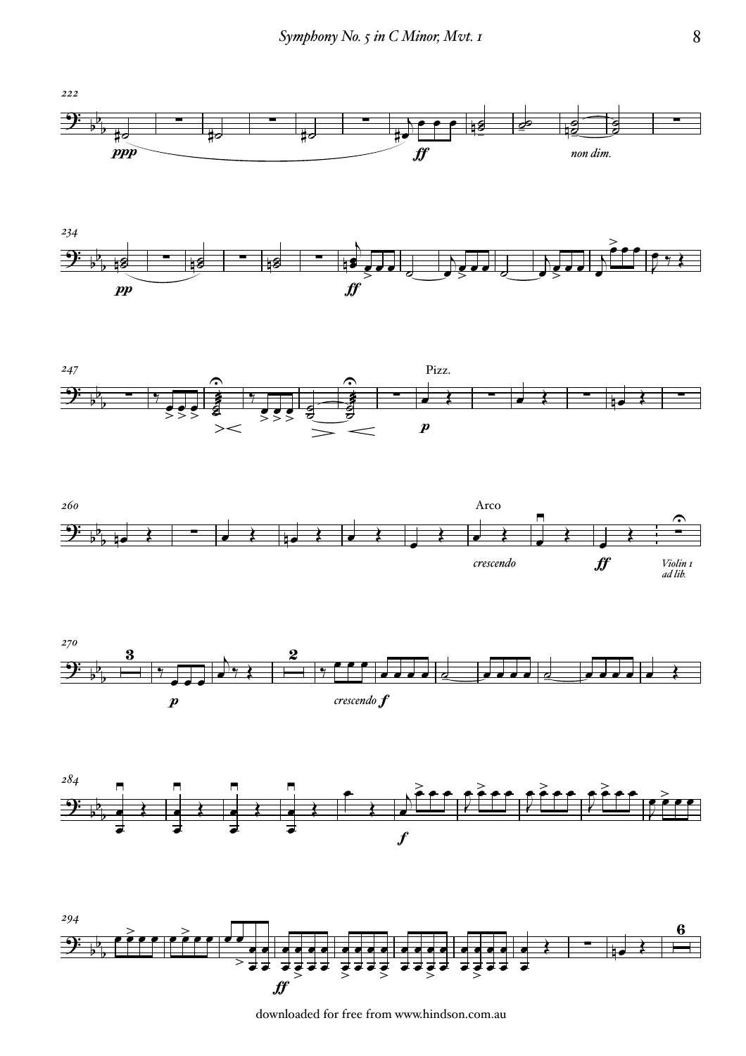222

*ppp* *ff* *non dim.*

234

*pp* *ff*

247

Pizz.

*p*

260

Arco

*crescendo* *ff* *Violin 1 ad lib.*

270

3 2

*p* *crescendo* *f*

284

*f*

294

*ff*

6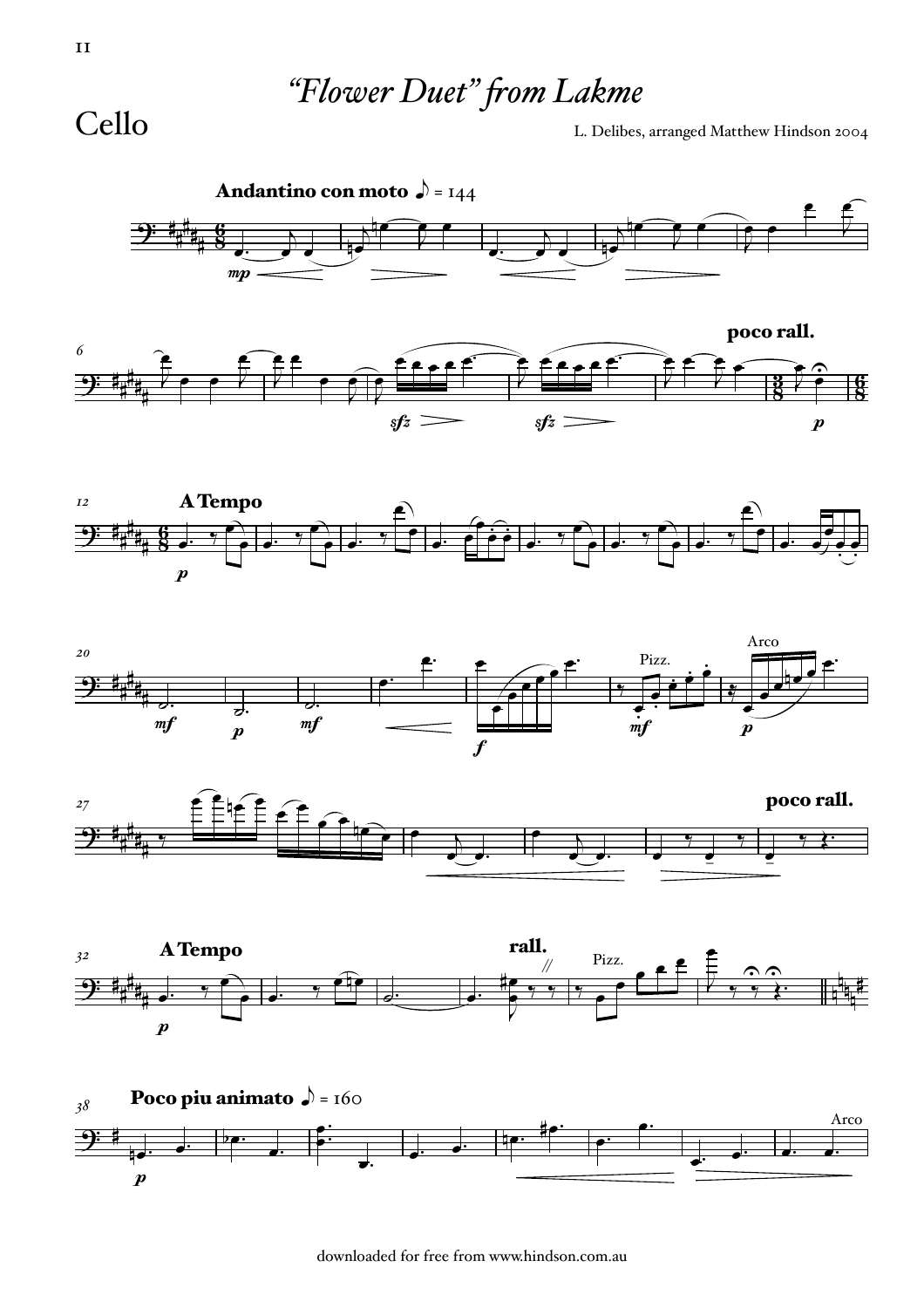# "Flower Duet" from Lakme

Cello

L. Delibes, arranged Matthew Hindson 2004

downloaded for free from www.hindson.com.au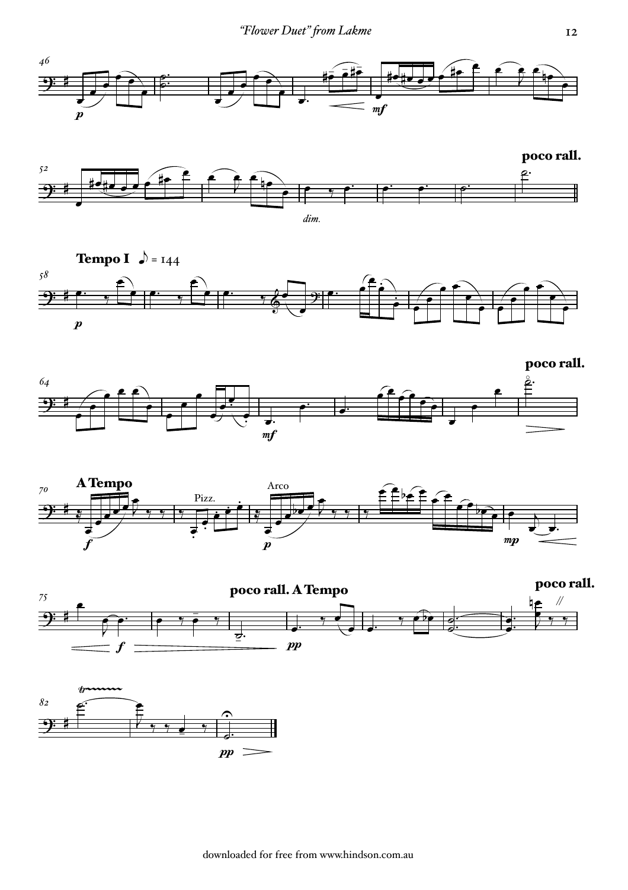poco rall.

**Tempo I** ♪ = 144

poco rall.

**A Tempo**

Pizz.

Arco

poco rall. A Tempo

poco rall.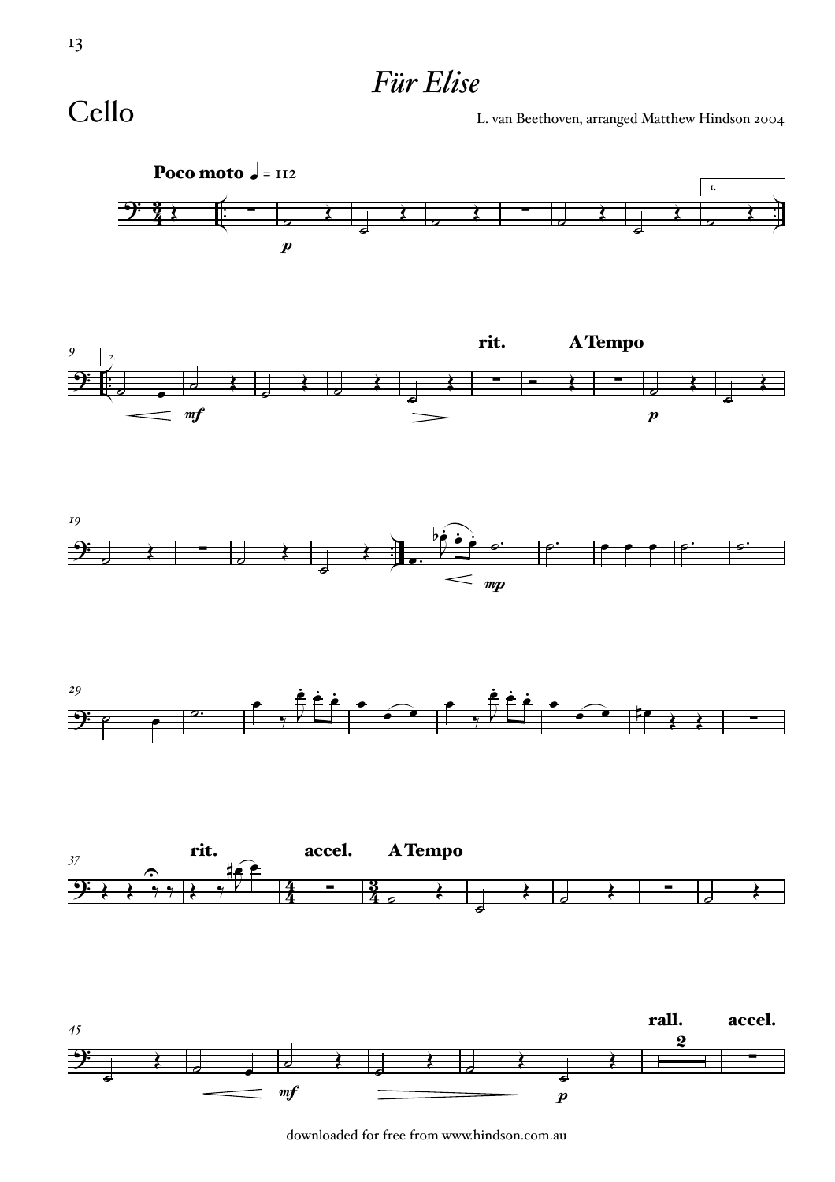# *Für Elise*

Cello

L. van Beethoven, arranged Matthew Hindson 2004

**Poco moto** ♩ = 112

**rit.** **A Tempo**

**rit.** **accel.** **A Tempo**

**rall.** **accel.**

downloaded for free from www.hindson.com.au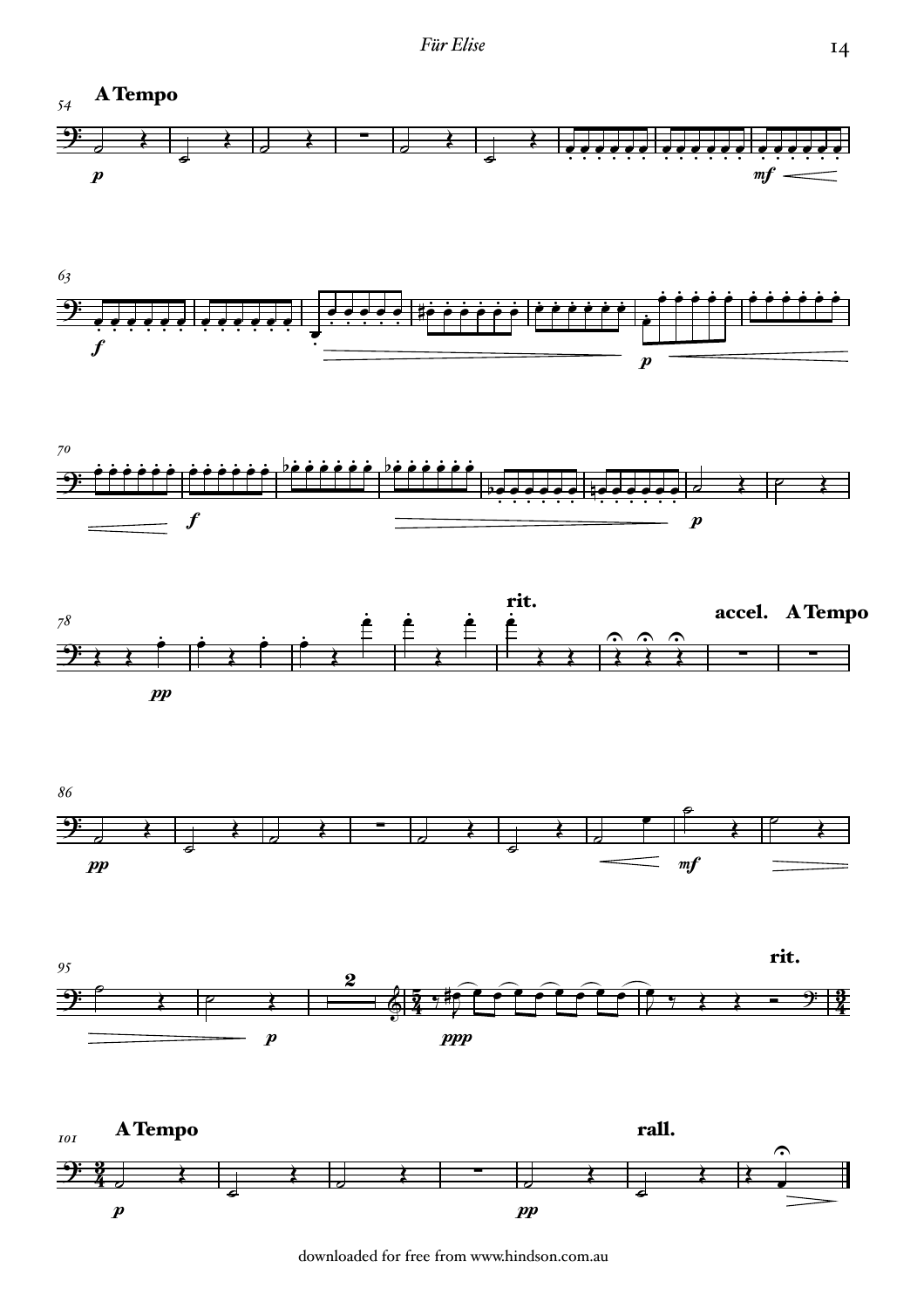A Tempo

rit.

accel. A Tempo

rit.

A Tempo

rall.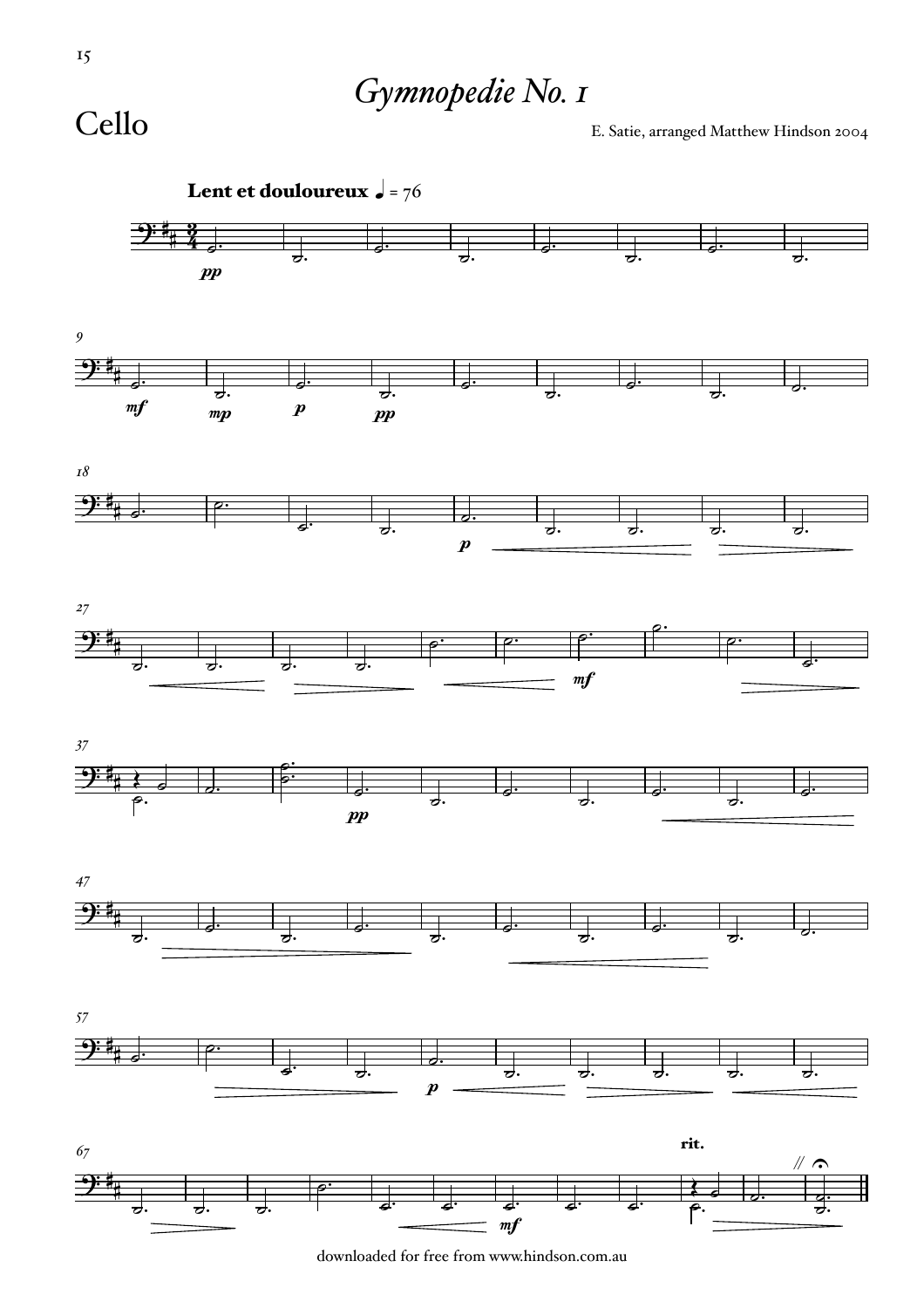# *Gymnopedie No. 1*

## Cello

E. Satie, arranged Matthew Hindson 2004

**Lent et douloureux** ♩ = 76

downloaded for free from www.hindson.com.au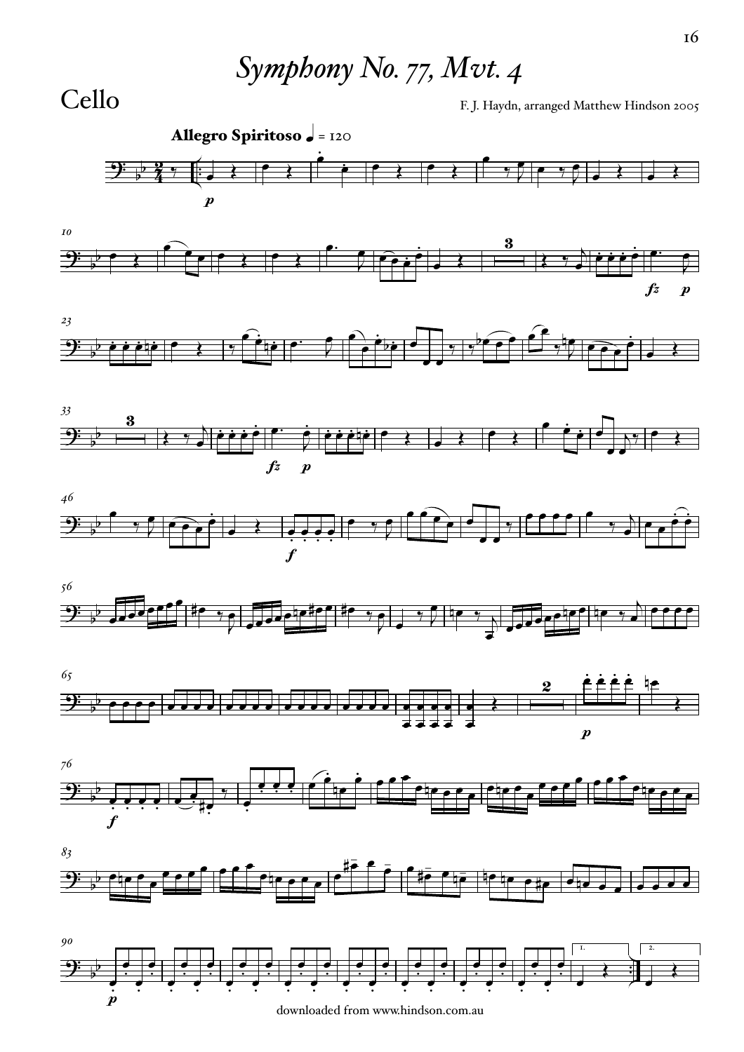# *Symphony No. 77, Mvt. 4*

## Cello

F. J. Haydn, arranged Matthew Hindson 2005

**Allegro Spiritoso** ♩ = 120

downloaded from www.hindson.com.au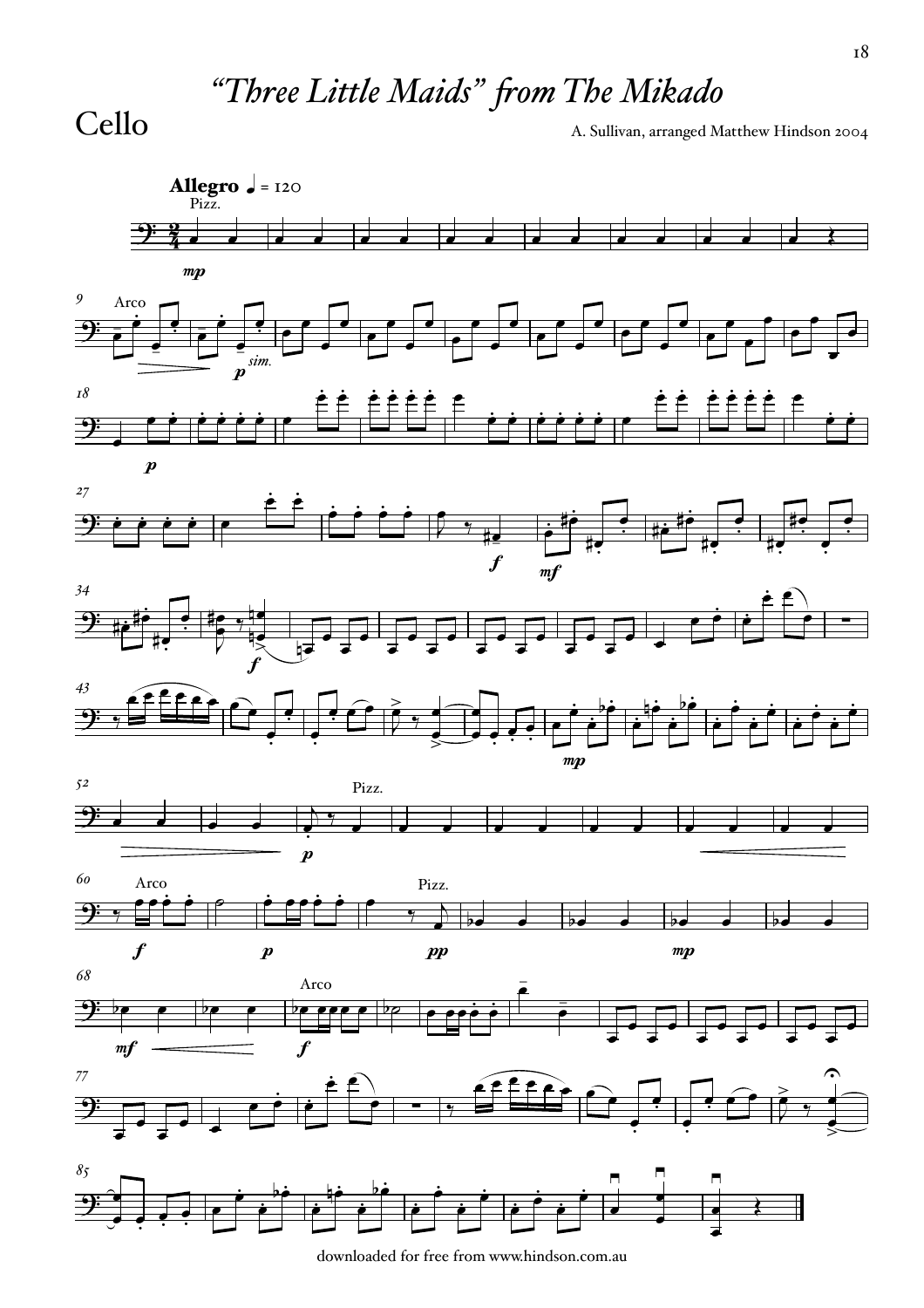# *“Three Little Maids” from The Mikado*

Cello

A. Sullivan, arranged Matthew Hindson 2004

downloaded for free from www.hindson.com.au